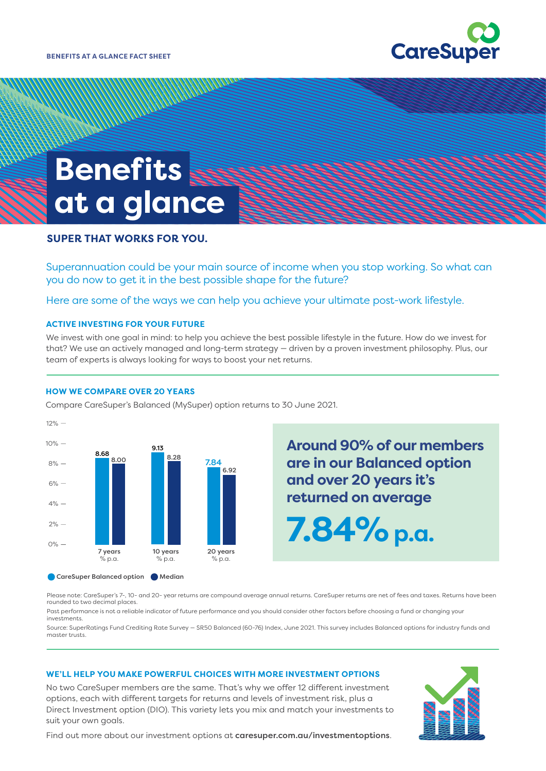BENEFITS AT A GLANCE FACT SHEET

# Benefits at a glance

## SUPER THAT WORKS FOR YOU.

Superannuation could be your main source of income when you stop working. So what can you do now to get it in the best possible shape for the future?

Here are some of the ways we can help you achieve your ultimate post-work lifestyle.

### ACTIVE INVESTING FOR YOUR FUTURE

We invest with one goal in mind: to help you achieve the best possible lifestyle in the future. How do we invest for that? We use an actively managed and long-term strategy — driven by a proven investment philosophy. Plus, our team of experts is always looking for ways to boost your net returns.

### HOW WE COMPARE OVER 20 YEARS

Compare CareSuper's Balanced (MySuper) option returns to 30 June 2021.

| | 7 years % p.a. | 10 years % p.a. | 20 years % p.a. |
|---|---|---|---|
| CareSuper Balanced option | 8.68 | 9.13 | 7.84 |
| Median | 8.00 | 8.28 | 6.92 |

**Around 90% of our members are in our Balanced option and over 20 years it's returned on average**

**7.84% p.a.**

Please note: CareSuper's 7-, 10- and 20- year returns are compound average annual returns. CareSuper returns are net of fees and taxes. Returns have been rounded to two decimal places.

Past performance is not a reliable indicator of future performance and you should consider other factors before choosing a fund or changing your investments.

Source: SuperRatings Fund Crediting Rate Survey – SR50 Balanced (60-76) Index, June 2021. This survey includes Balanced options for industry funds and master trusts.

### WE'LL HELP YOU MAKE POWERFUL CHOICES WITH MORE INVESTMENT OPTIONS

No two CareSuper members are the same. That's why we offer 12 different investment options, each with different targets for returns and levels of investment risk, plus a Direct Investment option (DIO). This variety lets you mix and match your investments to suit your own goals.

Find out more about our investment options at **caresuper.com.au/investmentoptions**.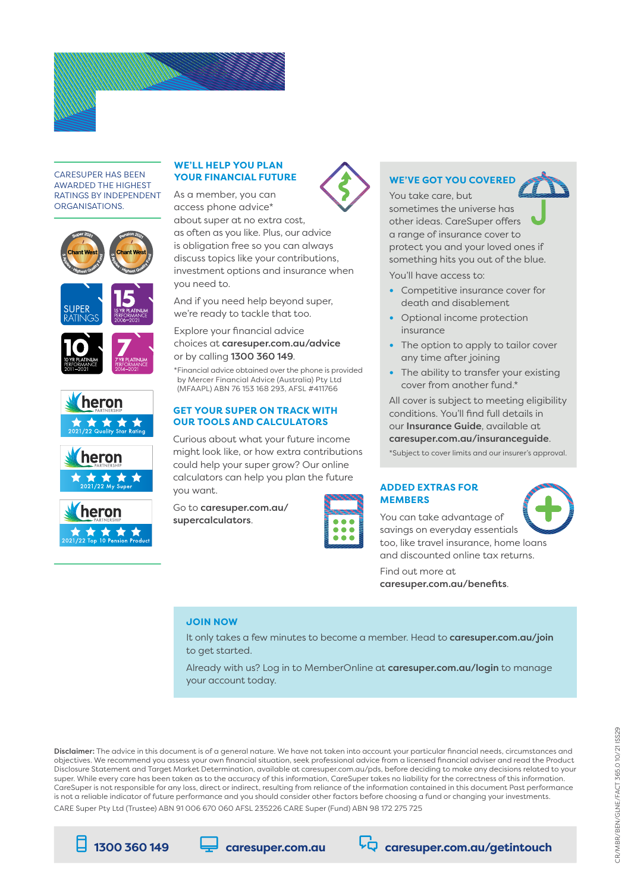CARESUPER HAS BEEN AWARDED THE HIGHEST RATINGS BY INDEPENDENT ORGANISATIONS.

Super 2021 Chant West 5 Apples · Highest Quality Fund

Pension 2021 Chant West 5 Apples · Highest Quality Fund

SUPER RATINGS

15 YR PLATINUM PERFORMANCE 2006–2021

10 YR PLATINUM PERFORMANCE 2011–2021

7 YR PLATINUM PERFORMANCE 2014–2021

heron PARTNERSHIP 2021/22 Quality Star Rating

heron PARTNERSHIP 2021/22 My Super

heron PARTNERSHIP 2021/22 Top 10 Pension Product

## WE'LL HELP YOU PLAN YOUR FINANCIAL FUTURE

As a member, you can access phone advice* about super at no extra cost, as often as you like. Plus, our advice is obligation free so you can always discuss topics like your contributions, investment options and insurance when you need to.

And if you need help beyond super, we're ready to tackle that too.

Explore your financial advice choices at **caresuper.com.au/advice** or by calling **1300 360 149**.

*Financial advice obtained over the phone is provided by Mercer Financial Advice (Australia) Pty Ltd (MFAAPL) ABN 76 153 168 293, AFSL #411766

## GET YOUR SUPER ON TRACK WITH OUR TOOLS AND CALCULATORS

Curious about what your future income might look like, or how extra contributions could help your super grow? Our online calculators can help you plan the future you want.

Go to **caresuper.com.au/supercalculators**.

## WE'VE GOT YOU COVERED

You take care, but sometimes the universe has other ideas. CareSuper offers a range of insurance cover to protect you and your loved ones if something hits you out of the blue.

You'll have access to:

- Competitive insurance cover for death and disablement
- Optional income protection insurance
- The option to apply to tailor cover any time after joining
- The ability to transfer your existing cover from another fund.*

All cover is subject to meeting eligibility conditions. You'll find full details in our **Insurance Guide**, available at **caresuper.com.au/insuranceguide**.

*Subject to cover limits and our insurer's approval.

## ADDED EXTRAS FOR MEMBERS

You can take advantage of savings on everyday essentials too, like travel insurance, home loans and discounted online tax returns.

Find out more at **caresuper.com.au/benefits**.

## JOIN NOW

It only takes a few minutes to become a member. Head to **caresuper.com.au/join** to get started.

Already with us? Log in to MemberOnline at **caresuper.com.au/login** to manage your account today.

**Disclaimer:** The advice in this document is of a general nature. We have not taken into account your particular financial needs, circumstances and objectives. We recommend you assess your own financial situation, seek professional advice from a licensed financial adviser and read the Product Disclosure Statement and Target Market Determination, available at caresuper.com.au/pds, before deciding to make any decisions related to your super. While every care has been taken as to the accuracy of this information, CareSuper takes no liability for the correctness of this information. CareSuper is not responsible for any loss, direct or indirect, resulting from reliance of the information contained in this document Past performance is not a reliable indicator of future performance and you should consider other factors before choosing a fund or changing your investments.

CARE Super Pty Ltd (Trustee) ABN 91 006 670 060 AFSL 235226 CARE Super (Fund) ABN 98 172 275 725

**1300 360 149** **caresuper.com.au** **caresuper.com.au/getintouch**

CR/MBR/BEN/GLNE/FACT 365.0 10/21 15529